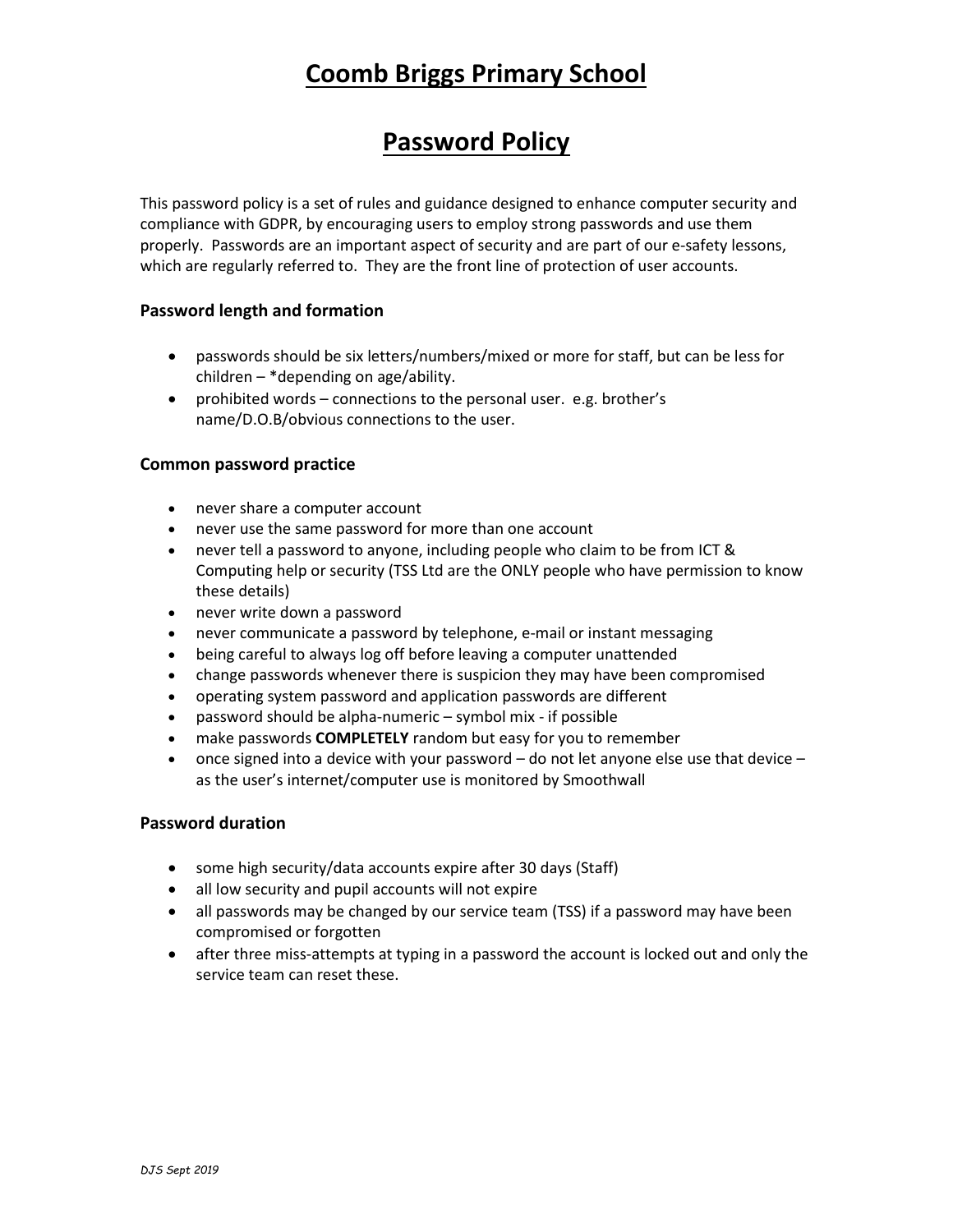# Coomb Briggs Primary School

# Password Policy

This password policy is a set of rules and guidance designed to enhance computer security and compliance with GDPR, by encouraging users to employ strong passwords and use them properly. Passwords are an important aspect of security and are part of our e-safety lessons, which are regularly referred to. They are the front line of protection of user accounts.

### Password length and formation

- passwords should be six letters/numbers/mixed or more for staff, but can be less for children – *depending on age/ability.
- prohibited words – connections to the personal user. e.g. brother's name/D.O.B/obvious connections to the user.

### Common password practice

- never share a computer account
- never use the same password for more than one account
- never tell a password to anyone, including people who claim to be from ICT & Computing help or security (TSS Ltd are the ONLY people who have permission to know these details)
- never write down a password
- never communicate a password by telephone, e-mail or instant messaging
- being careful to always log off before leaving a computer unattended
- change passwords whenever there is suspicion they may have been compromised
- operating system password and application passwords are different
- password should be alpha-numeric – symbol mix - if possible
- make passwords **COMPLETELY** random but easy for you to remember
- once signed into a device with your password – do not let anyone else use that device – as the user's internet/computer use is monitored by Smoothwall

### Password duration

- some high security/data accounts expire after 30 days (Staff)
- all low security and pupil accounts will not expire
- all passwords may be changed by our service team (TSS) if a password may have been compromised or forgotten
- after three miss-attempts at typing in a password the account is locked out and only the service team can reset these.

*DJS Sept 2019*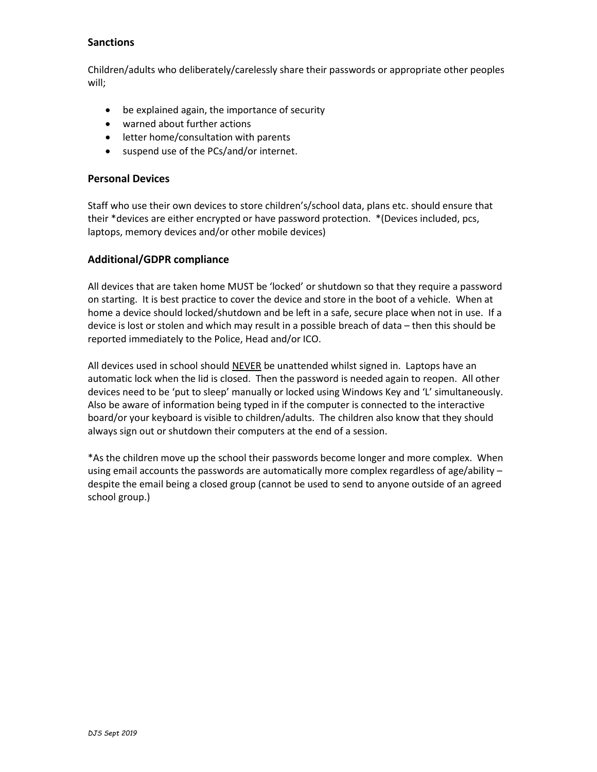### Sanctions

Children/adults who deliberately/carelessly share their passwords or appropriate other peoples will;

- be explained again, the importance of security
- warned about further actions
- letter home/consultation with parents
- suspend use of the PCs/and/or internet.

### Personal Devices

Staff who use their own devices to store children's/school data, plans etc. should ensure that their *devices are either encrypted or have password protection. *(Devices included, pcs, laptops, memory devices and/or other mobile devices)

### Additional/GDPR compliance

All devices that are taken home MUST be 'locked' or shutdown so that they require a password on starting. It is best practice to cover the device and store in the boot of a vehicle. When at home a device should locked/shutdown and be left in a safe, secure place when not in use. If a device is lost or stolen and which may result in a possible breach of data – then this should be reported immediately to the Police, Head and/or ICO.

All devices used in school should <u>NEVER</u> be unattended whilst signed in. Laptops have an automatic lock when the lid is closed. Then the password is needed again to reopen. All other devices need to be 'put to sleep' manually or locked using Windows Key and 'L' simultaneously. Also be aware of information being typed in if the computer is connected to the interactive board/or your keyboard is visible to children/adults. The children also know that they should always sign out or shutdown their computers at the end of a session.

*As the children move up the school their passwords become longer and more complex. When using email accounts the passwords are automatically more complex regardless of age/ability – despite the email being a closed group (cannot be used to send to anyone outside of an agreed school group.)

*DJS Sept 2019*